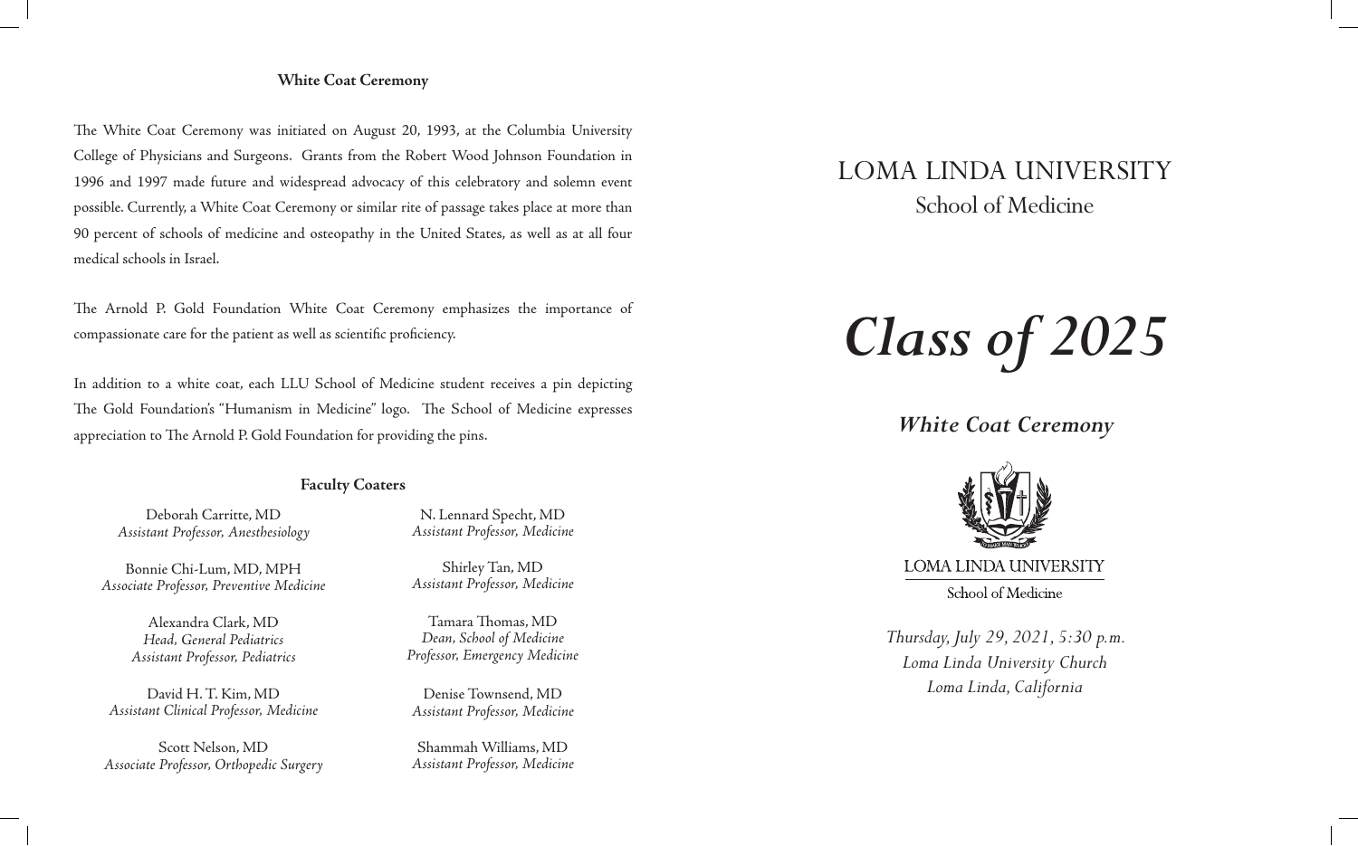## White Coat Ceremony

The White Coat Ceremony was initiated on August 20, 1993, at the Columbia University College of Physicians and Surgeons. Grants from the Robert Wood Johnson Foundation in 1996 and 1997 made future and widespread advocacy of this celebratory and solemn event possible. Currently, a White Coat Ceremony or similar rite of passage takes place at more than 90 percent of schools of medicine and osteopathy in the United States, as well as at all four medical schools in Israel.

The Arnold P. Gold Foundation White Coat Ceremony emphasizes the importance of compassionate care for the patient as well as scientific proficiency.

In addition to a white coat, each LLU School of Medicine student receives a pin depicting The Gold Foundation's "Humanism in Medicine" logo. The School of Medicine expresses appreciation to The Arnold P. Gold Foundation for providing the pins.

## Faculty Coaters

Deborah Carritte, MD
*Assistant Professor, Anesthesiology*

Bonnie Chi-Lum, MD, MPH
*Associate Professor, Preventive Medicine*

Alexandra Clark, MD
*Head, General Pediatrics*
*Assistant Professor, Pediatrics*

David H. T. Kim, MD
*Assistant Clinical Professor, Medicine*

Scott Nelson, MD
*Associate Professor, Orthopedic Surgery*

N. Lennard Specht, MD
*Assistant Professor, Medicine*

Shirley Tan, MD
*Assistant Professor, Medicine*

Tamara Thomas, MD
*Dean, School of Medicine*
*Professor, Emergency Medicine*

Denise Townsend, MD
*Assistant Professor, Medicine*

Shammah Williams, MD
*Assistant Professor, Medicine*

LOMA LINDA UNIVERSITY
School of Medicine

# *Class of 2025*

## *White Coat Ceremony*

LOMA LINDA UNIVERSITY
School of Medicine

*Thursday, July 29, 2021, 5:30 p.m.*
*Loma Linda University Church*
*Loma Linda, California*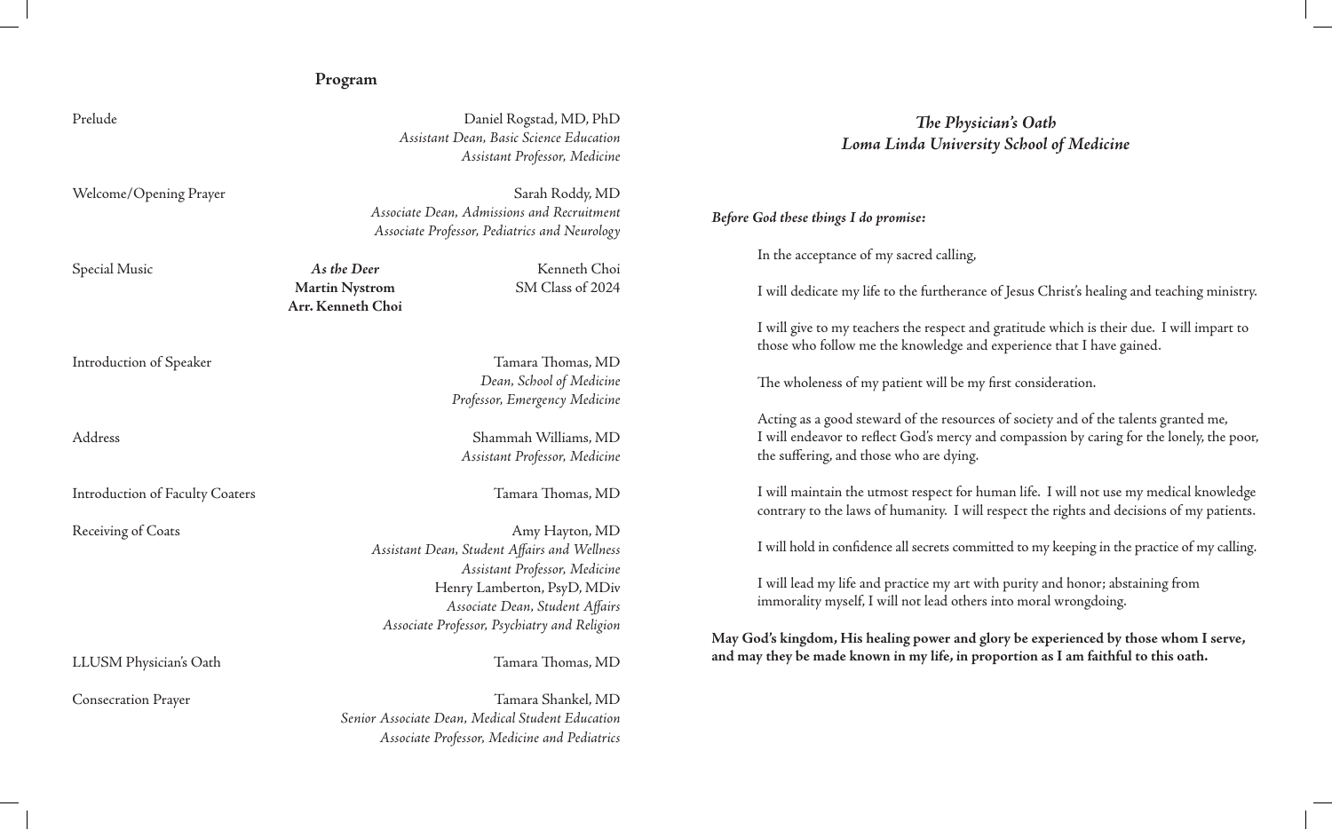## Program

| | | |
|---|---|---|
| Prelude | | Daniel Rogstad, MD, PhD<br>*Assistant Dean, Basic Science Education*<br>*Assistant Professor, Medicine* |
| Welcome/Opening Prayer | | Sarah Roddy, MD<br>*Associate Dean, Admissions and Recruitment*<br>*Associate Professor, Pediatrics and Neurology* |
| Special Music | ***As the Deer***<br>**Martin Nystrom**<br>**Arr. Kenneth Choi** | Kenneth Choi<br>SM Class of 2024 |
| Introduction of Speaker | | Tamara Thomas, MD<br>*Dean, School of Medicine*<br>*Professor, Emergency Medicine* |
| Address | | Shammah Williams, MD<br>*Assistant Professor, Medicine* |
| Introduction of Faculty Coaters | | Tamara Thomas, MD |
| Receiving of Coats | | Amy Hayton, MD<br>*Assistant Dean, Student Affairs and Wellness*<br>*Assistant Professor, Medicine*<br>Henry Lamberton, PsyD, MDiv<br>*Associate Dean, Student Affairs*<br>*Associate Professor, Psychiatry and Religion* |
| LLUSM Physician's Oath | | Tamara Thomas, MD |
| Consecration Prayer | | Tamara Shankel, MD<br>*Senior Associate Dean, Medical Student Education*<br>*Associate Professor, Medicine and Pediatrics* |

## *The Physician's Oath*
## *Loma Linda University School of Medicine*

***Before God these things I do promise:***

In the acceptance of my sacred calling,

I will dedicate my life to the furtherance of Jesus Christ's healing and teaching ministry.

I will give to my teachers the respect and gratitude which is their due. I will impart to those who follow me the knowledge and experience that I have gained.

The wholeness of my patient will be my first consideration.

Acting as a good steward of the resources of society and of the talents granted me, I will endeavor to reflect God's mercy and compassion by caring for the lonely, the poor, the suffering, and those who are dying.

I will maintain the utmost respect for human life. I will not use my medical knowledge contrary to the laws of humanity. I will respect the rights and decisions of my patients.

I will hold in confidence all secrets committed to my keeping in the practice of my calling.

I will lead my life and practice my art with purity and honor; abstaining from immorality myself, I will not lead others into moral wrongdoing.

**May God's kingdom, His healing power and glory be experienced by those whom I serve, and may they be made known in my life, in proportion as I am faithful to this oath.**